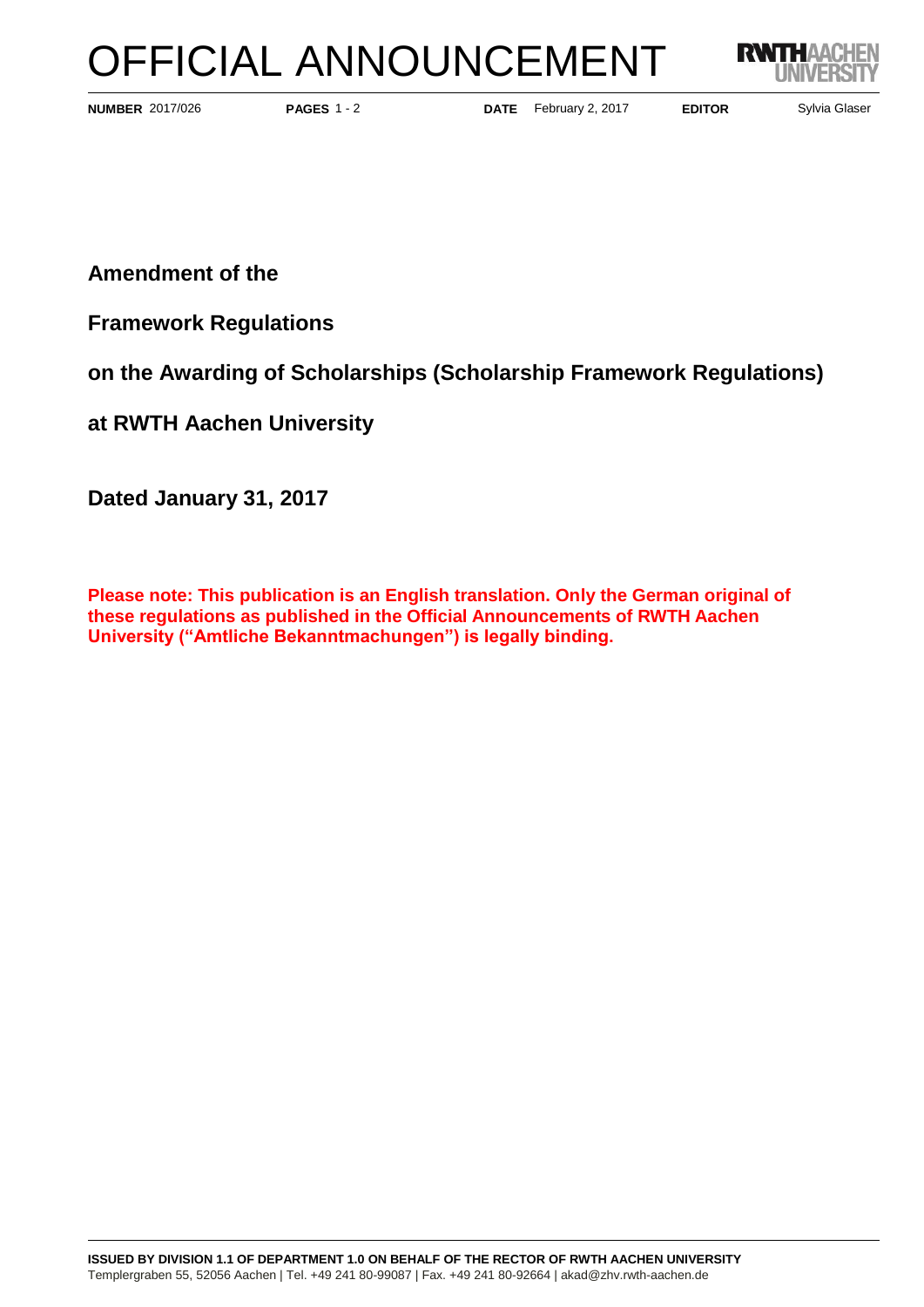# OFFICIAL ANNOUNCEMENT

**NUMBER** 2017/026 **PAGES** 1 - 2 **DATE** February 2, 2017 **EDITOR** Sylvia Glaser

**Amendment of the**

**Framework Regulations**

**on the Awarding of Scholarships (Scholarship Framework Regulations)**

**at RWTH Aachen University**

**Dated January 31, 2017**

**Please note: This publication is an English translation. Only the German original of these regulations as published in the Official Announcements of RWTH Aachen University ("Amtliche Bekanntmachungen") is legally binding.**

**ISSUED BY DIVISION 1.1 OF DEPARTMENT 1.0 ON BEHALF OF THE RECTOR OF RWTH AACHEN UNIVERSITY**
Templergraben 55, 52056 Aachen | Tel. +49 241 80-99087 | Fax. +49 241 80-92664 | akad@zhv.rwth-aachen.de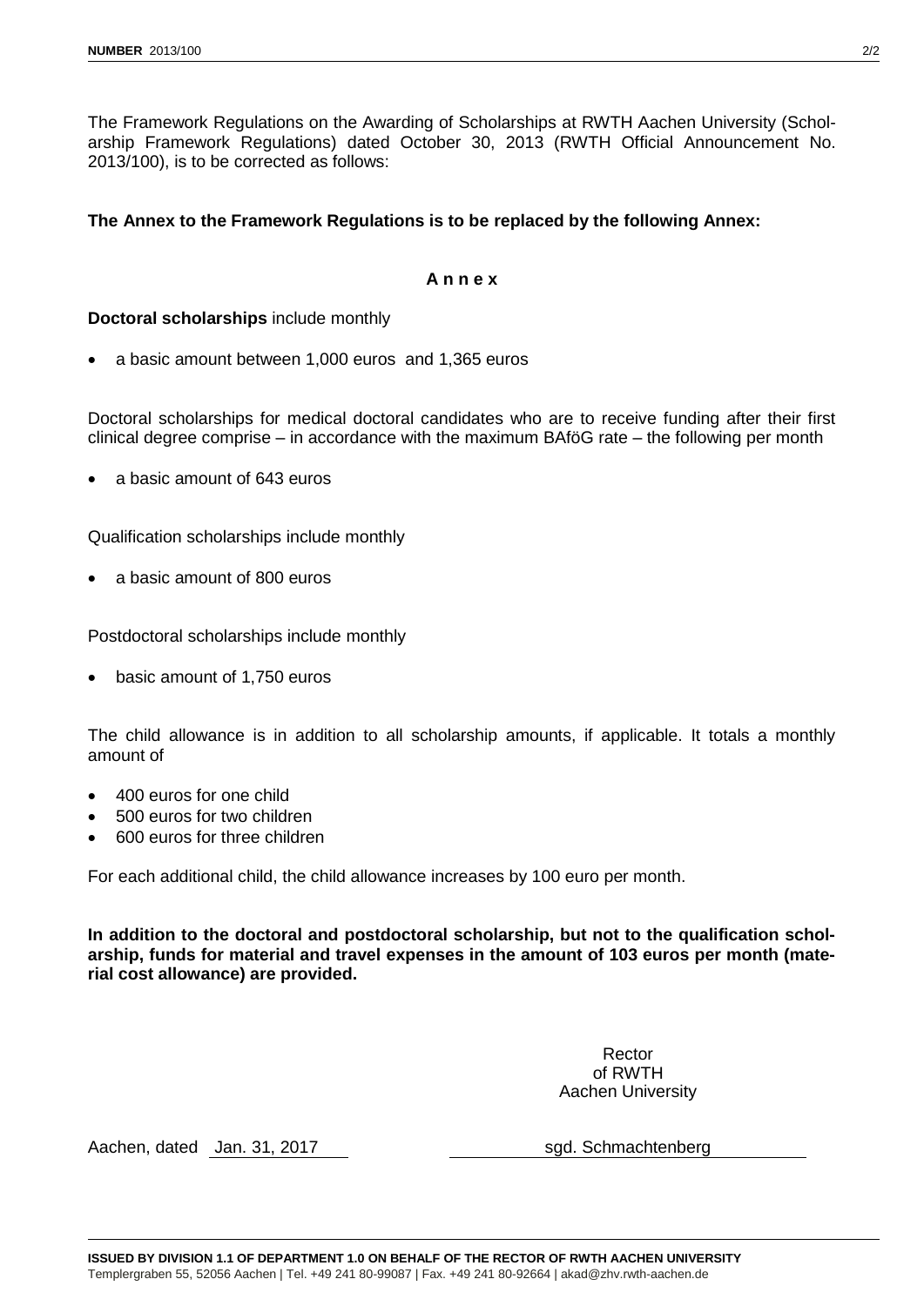The Framework Regulations on the Awarding of Scholarships at RWTH Aachen University (Scholarship Framework Regulations) dated October 30, 2013 (RWTH Official Announcement No. 2013/100), is to be corrected as follows:

**The Annex to the Framework Regulations is to be replaced by the following Annex:**

**A n n e x**

**Doctoral scholarships** include monthly

- a basic amount between 1,000 euros and 1,365 euros

Doctoral scholarships for medical doctoral candidates who are to receive funding after their first clinical degree comprise – in accordance with the maximum BAföG rate – the following per month

- a basic amount of 643 euros

Qualification scholarships include monthly

- a basic amount of 800 euros

Postdoctoral scholarships include monthly

- basic amount of 1,750 euros

The child allowance is in addition to all scholarship amounts, if applicable. It totals a monthly amount of

- 400 euros for one child
- 500 euros for two children
- 600 euros for three children

For each additional child, the child allowance increases by 100 euro per month.

**In addition to the doctoral and postdoctoral scholarship, but not to the qualification scholarship, funds for material and travel expenses in the amount of 103 euros per month (material cost allowance) are provided.**

Rector
of RWTH
Aachen University

Aachen, dated Jan. 31, 2017

sgd. Schmachtenberg

**ISSUED BY DIVISION 1.1 OF DEPARTMENT 1.0 ON BEHALF OF THE RECTOR OF RWTH AACHEN UNIVERSITY**
Templergraben 55, 52056 Aachen | Tel. +49 241 80-99087 | Fax. +49 241 80-92664 | akad@zhv.rwth-aachen.de